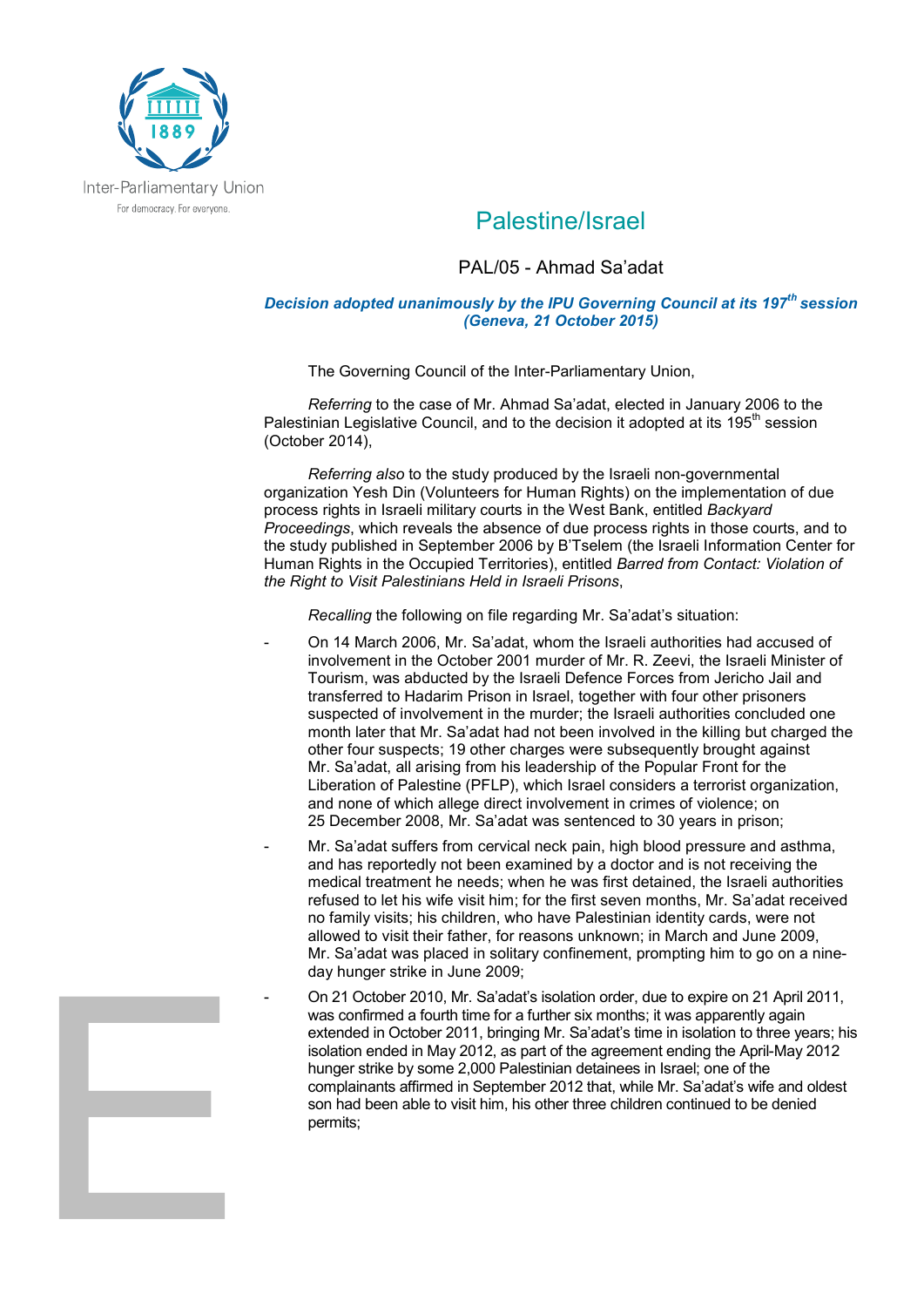Inter-Parliamentary Union
For democracy. For everyone.

# Palestine/Israel

## PAL/05 - Ahmad Sa'adat

***Decision adopted unanimously by the IPU Governing Council at its 197th session (Geneva, 21 October 2015)***

The Governing Council of the Inter-Parliamentary Union,

*Referring* to the case of Mr. Ahmad Sa'adat, elected in January 2006 to the Palestinian Legislative Council, and to the decision it adopted at its 195th session (October 2014),

*Referring also* to the study produced by the Israeli non-governmental organization Yesh Din (Volunteers for Human Rights) on the implementation of due process rights in Israeli military courts in the West Bank, entitled *Backyard Proceedings*, which reveals the absence of due process rights in those courts, and to the study published in September 2006 by B'Tselem (the Israeli Information Center for Human Rights in the Occupied Territories), entitled *Barred from Contact: Violation of the Right to Visit Palestinians Held in Israeli Prisons*,

*Recalling* the following on file regarding Mr. Sa'adat's situation:

- On 14 March 2006, Mr. Sa'adat, whom the Israeli authorities had accused of involvement in the October 2001 murder of Mr. R. Zeevi, the Israeli Minister of Tourism, was abducted by the Israeli Defence Forces from Jericho Jail and transferred to Hadarim Prison in Israel, together with four other prisoners suspected of involvement in the murder; the Israeli authorities concluded one month later that Mr. Sa'adat had not been involved in the killing but charged the other four suspects; 19 other charges were subsequently brought against Mr. Sa'adat, all arising from his leadership of the Popular Front for the Liberation of Palestine (PFLP), which Israel considers a terrorist organization, and none of which allege direct involvement in crimes of violence; on 25 December 2008, Mr. Sa'adat was sentenced to 30 years in prison;
- Mr. Sa'adat suffers from cervical neck pain, high blood pressure and asthma, and has reportedly not been examined by a doctor and is not receiving the medical treatment he needs; when he was first detained, the Israeli authorities refused to let his wife visit him; for the first seven months, Mr. Sa'adat received no family visits; his children, who have Palestinian identity cards, were not allowed to visit their father, for reasons unknown; in March and June 2009, Mr. Sa'adat was placed in solitary confinement, prompting him to go on a nine-day hunger strike in June 2009;
- On 21 October 2010, Mr. Sa'adat's isolation order, due to expire on 21 April 2011, was confirmed a fourth time for a further six months; it was apparently again extended in October 2011, bringing Mr. Sa'adat's time in isolation to three years; his isolation ended in May 2012, as part of the agreement ending the April-May 2012 hunger strike by some 2,000 Palestinian detainees in Israel; one of the complainants affirmed in September 2012 that, while Mr. Sa'adat's wife and oldest son had been able to visit him, his other three children continued to be denied permits;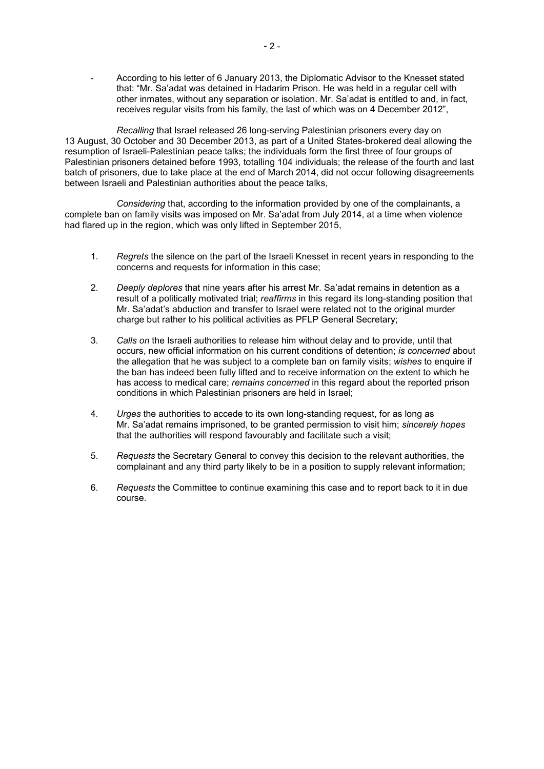- According to his letter of 6 January 2013, the Diplomatic Advisor to the Knesset stated that: "Mr. Sa'adat was detained in Hadarim Prison. He was held in a regular cell with other inmates, without any separation or isolation. Mr. Sa'adat is entitled to and, in fact, receives regular visits from his family, the last of which was on 4 December 2012",

*Recalling* that Israel released 26 long-serving Palestinian prisoners every day on 13 August, 30 October and 30 December 2013, as part of a United States-brokered deal allowing the resumption of Israeli-Palestinian peace talks; the individuals form the first three of four groups of Palestinian prisoners detained before 1993, totalling 104 individuals; the release of the fourth and last batch of prisoners, due to take place at the end of March 2014, did not occur following disagreements between Israeli and Palestinian authorities about the peace talks,

*Considering* that, according to the information provided by one of the complainants, a complete ban on family visits was imposed on Mr. Sa'adat from July 2014, at a time when violence had flared up in the region, which was only lifted in September 2015,

1. *Regrets* the silence on the part of the Israeli Knesset in recent years in responding to the concerns and requests for information in this case;
2. *Deeply deplores* that nine years after his arrest Mr. Sa'adat remains in detention as a result of a politically motivated trial; *reaffirms* in this regard its long-standing position that Mr. Sa'adat's abduction and transfer to Israel were related not to the original murder charge but rather to his political activities as PFLP General Secretary;
3. *Calls on* the Israeli authorities to release him without delay and to provide, until that occurs, new official information on his current conditions of detention; *is concerned* about the allegation that he was subject to a complete ban on family visits; *wishes* to enquire if the ban has indeed been fully lifted and to receive information on the extent to which he has access to medical care; *remains concerned* in this regard about the reported prison conditions in which Palestinian prisoners are held in Israel;
4. *Urges* the authorities to accede to its own long-standing request, for as long as Mr. Sa'adat remains imprisoned, to be granted permission to visit him; *sincerely hopes* that the authorities will respond favourably and facilitate such a visit;
5. *Requests* the Secretary General to convey this decision to the relevant authorities, the complainant and any third party likely to be in a position to supply relevant information;
6. *Requests* the Committee to continue examining this case and to report back to it in due course.